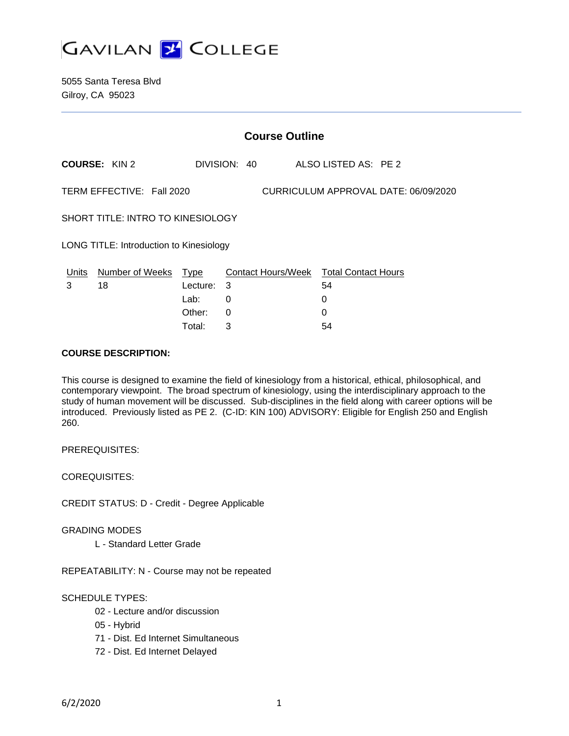# GAVILAN COLLEGE

5055 Santa Teresa Blvd
Gilroy, CA 95023

## Course Outline

**COURSE:** KIN 2 DIVISION: 40 ALSO LISTED AS: PE 2

TERM EFFECTIVE: Fall 2020 CURRICULUM APPROVAL DATE: 06/09/2020

SHORT TITLE: INTRO TO KINESIOLOGY

LONG TITLE: Introduction to Kinesiology

| Units | Number of Weeks | Type | Contact Hours/Week | Total Contact Hours |
|---|---|---|---|---|
| 3 | 18 | Lecture: | 3 | 54 |
| | | Lab: | 0 | 0 |
| | | Other: | 0 | 0 |
| | | Total: | 3 | 54 |

**COURSE DESCRIPTION:**

This course is designed to examine the field of kinesiology from a historical, ethical, philosophical, and contemporary viewpoint. The broad spectrum of kinesiology, using the interdisciplinary approach to the study of human movement will be discussed. Sub-disciplines in the field along with career options will be introduced. Previously listed as PE 2. (C-ID: KIN 100) ADVISORY: Eligible for English 250 and English 260.

PREREQUISITES:

COREQUISITES:

CREDIT STATUS: D - Credit - Degree Applicable

GRADING MODES

- L - Standard Letter Grade

REPEATABILITY: N - Course may not be repeated

SCHEDULE TYPES:

- 02 - Lecture and/or discussion
- 05 - Hybrid
- 71 - Dist. Ed Internet Simultaneous
- 72 - Dist. Ed Internet Delayed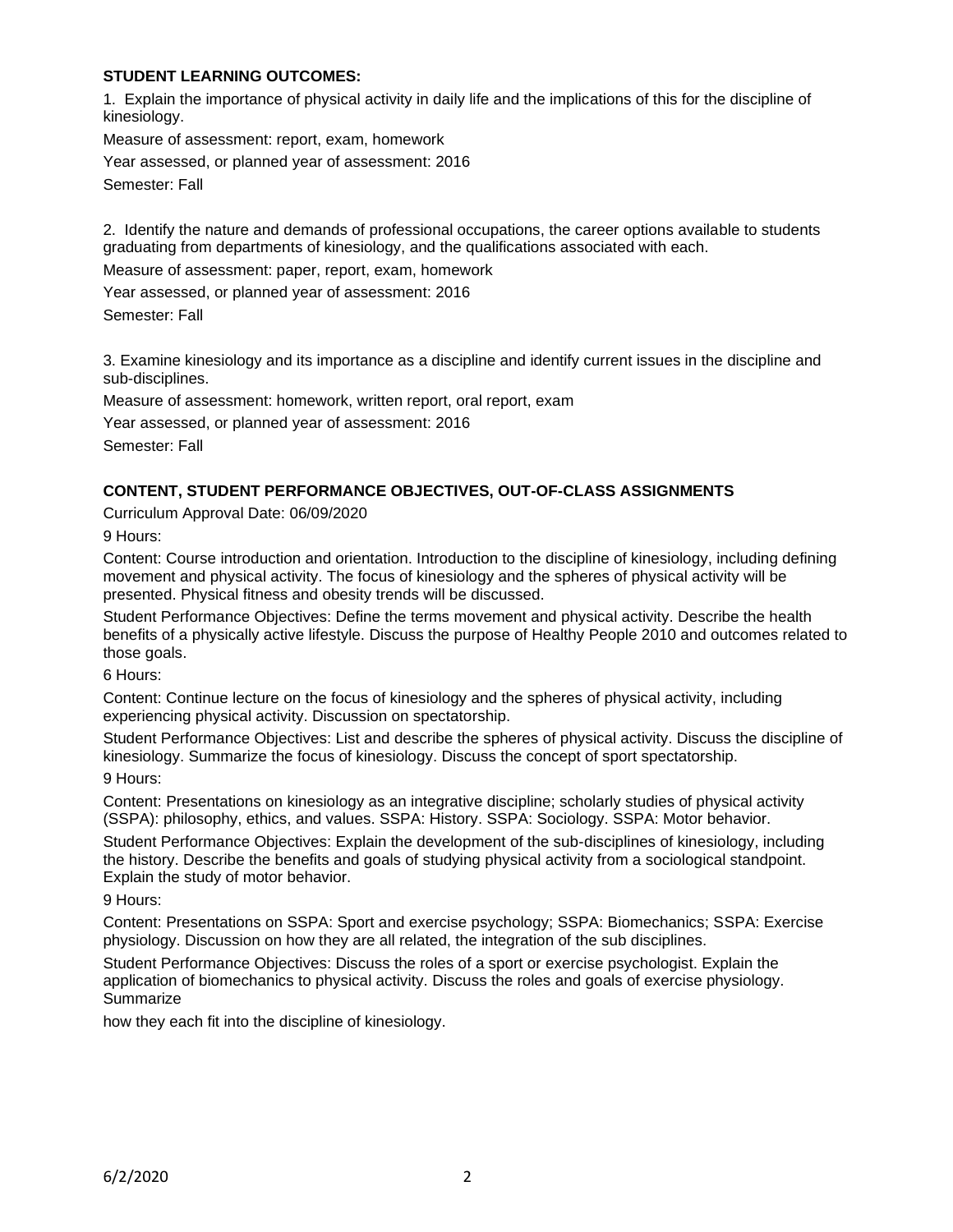**STUDENT LEARNING OUTCOMES:**

1. Explain the importance of physical activity in daily life and the implications of this for the discipline of kinesiology.

Measure of assessment: report, exam, homework

Year assessed, or planned year of assessment: 2016

Semester: Fall

2. Identify the nature and demands of professional occupations, the career options available to students graduating from departments of kinesiology, and the qualifications associated with each.

Measure of assessment: paper, report, exam, homework

Year assessed, or planned year of assessment: 2016

Semester: Fall

3. Examine kinesiology and its importance as a discipline and identify current issues in the discipline and sub-disciplines.

Measure of assessment: homework, written report, oral report, exam

Year assessed, or planned year of assessment: 2016

Semester: Fall

**CONTENT, STUDENT PERFORMANCE OBJECTIVES, OUT-OF-CLASS ASSIGNMENTS**

Curriculum Approval Date: 06/09/2020

9 Hours:

Content: Course introduction and orientation. Introduction to the discipline of kinesiology, including defining movement and physical activity. The focus of kinesiology and the spheres of physical activity will be presented. Physical fitness and obesity trends will be discussed.

Student Performance Objectives: Define the terms movement and physical activity. Describe the health benefits of a physically active lifestyle. Discuss the purpose of Healthy People 2010 and outcomes related to those goals.

6 Hours:

Content: Continue lecture on the focus of kinesiology and the spheres of physical activity, including experiencing physical activity. Discussion on spectatorship.

Student Performance Objectives: List and describe the spheres of physical activity. Discuss the discipline of kinesiology. Summarize the focus of kinesiology. Discuss the concept of sport spectatorship.

9 Hours:

Content: Presentations on kinesiology as an integrative discipline; scholarly studies of physical activity (SSPA): philosophy, ethics, and values. SSPA: History. SSPA: Sociology. SSPA: Motor behavior.

Student Performance Objectives: Explain the development of the sub-disciplines of kinesiology, including the history. Describe the benefits and goals of studying physical activity from a sociological standpoint. Explain the study of motor behavior.

9 Hours:

Content: Presentations on SSPA: Sport and exercise psychology; SSPA: Biomechanics; SSPA: Exercise physiology. Discussion on how they are all related, the integration of the sub disciplines.

Student Performance Objectives: Discuss the roles of a sport or exercise psychologist. Explain the application of biomechanics to physical activity. Discuss the roles and goals of exercise physiology. Summarize

how they each fit into the discipline of kinesiology.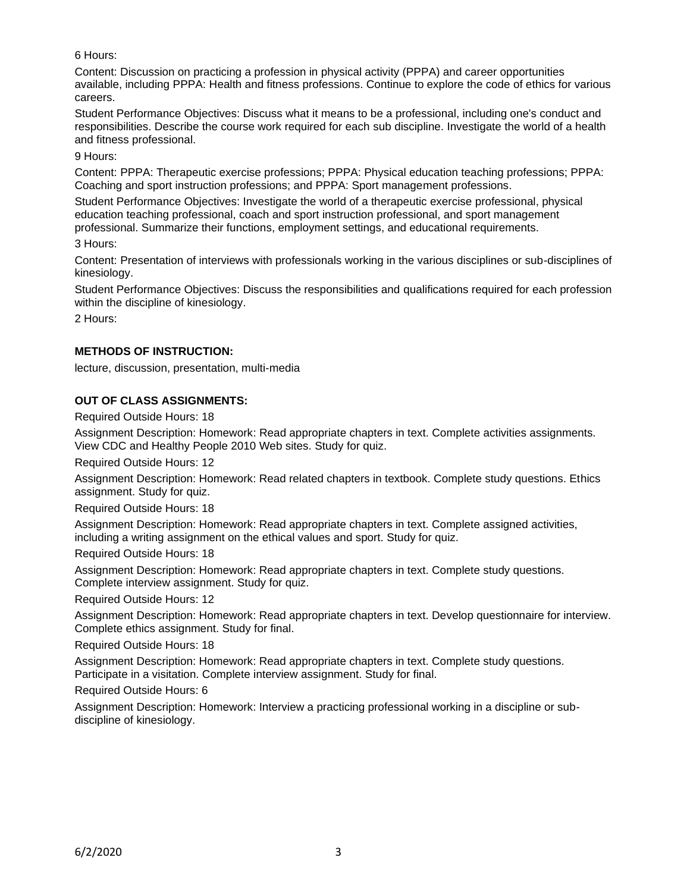6 Hours:

Content: Discussion on practicing a profession in physical activity (PPPA) and career opportunities available, including PPPA: Health and fitness professions. Continue to explore the code of ethics for various careers.

Student Performance Objectives: Discuss what it means to be a professional, including one's conduct and responsibilities. Describe the course work required for each sub discipline. Investigate the world of a health and fitness professional.

9 Hours:

Content: PPPA: Therapeutic exercise professions; PPPA: Physical education teaching professions; PPPA: Coaching and sport instruction professions; and PPPA: Sport management professions.

Student Performance Objectives: Investigate the world of a therapeutic exercise professional, physical education teaching professional, coach and sport instruction professional, and sport management professional. Summarize their functions, employment settings, and educational requirements.

3 Hours:

Content: Presentation of interviews with professionals working in the various disciplines or sub-disciplines of kinesiology.

Student Performance Objectives: Discuss the responsibilities and qualifications required for each profession within the discipline of kinesiology.

2 Hours:

**METHODS OF INSTRUCTION:**

lecture, discussion, presentation, multi-media

**OUT OF CLASS ASSIGNMENTS:**

Required Outside Hours: 18

Assignment Description: Homework: Read appropriate chapters in text. Complete activities assignments. View CDC and Healthy People 2010 Web sites. Study for quiz.

Required Outside Hours: 12

Assignment Description: Homework: Read related chapters in textbook. Complete study questions. Ethics assignment. Study for quiz.

Required Outside Hours: 18

Assignment Description: Homework: Read appropriate chapters in text. Complete assigned activities, including a writing assignment on the ethical values and sport. Study for quiz.

Required Outside Hours: 18

Assignment Description: Homework: Read appropriate chapters in text. Complete study questions. Complete interview assignment. Study for quiz.

Required Outside Hours: 12

Assignment Description: Homework: Read appropriate chapters in text. Develop questionnaire for interview. Complete ethics assignment. Study for final.

Required Outside Hours: 18

Assignment Description: Homework: Read appropriate chapters in text. Complete study questions. Participate in a visitation. Complete interview assignment. Study for final.

Required Outside Hours: 6

Assignment Description: Homework: Interview a practicing professional working in a discipline or sub-discipline of kinesiology.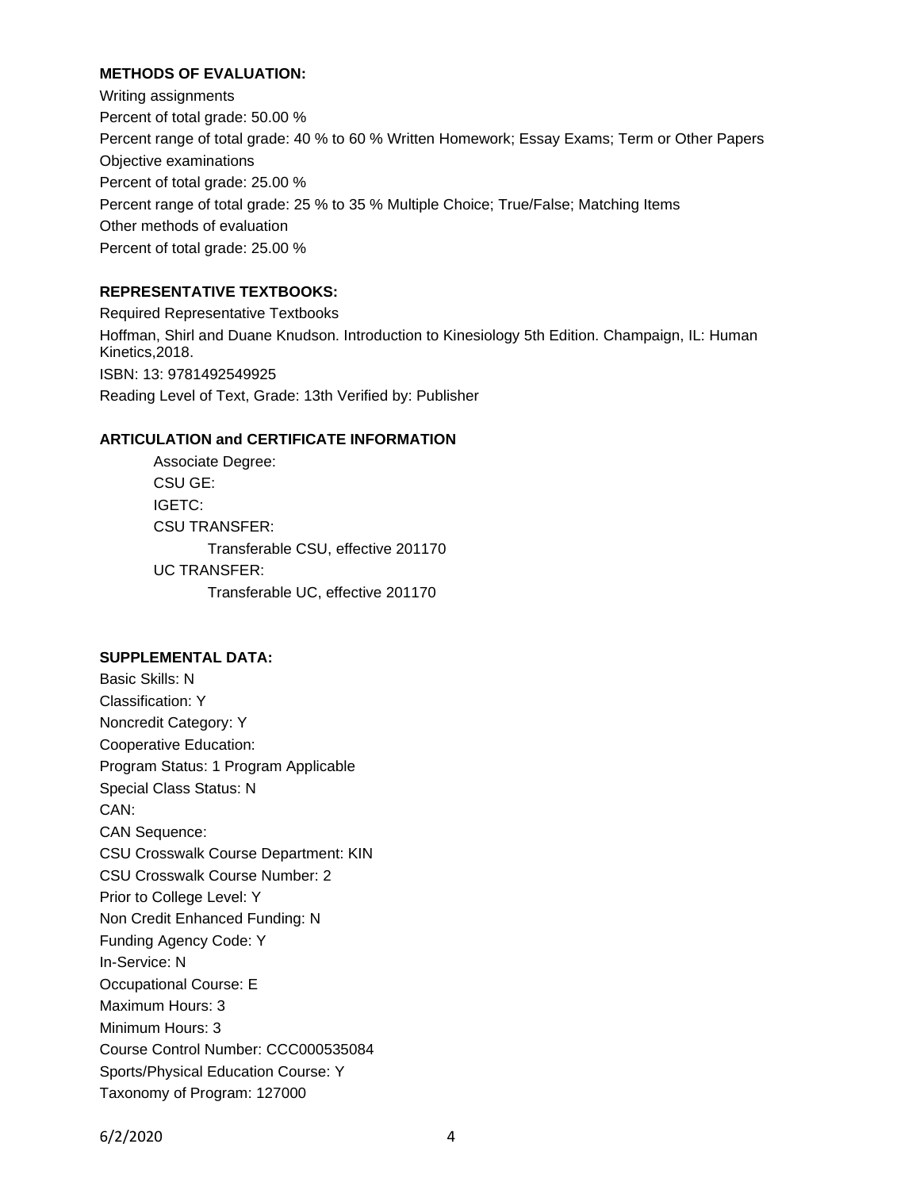**METHODS OF EVALUATION:**

Writing assignments

Percent of total grade: 50.00 %

Percent range of total grade: 40 % to 60 % Written Homework; Essay Exams; Term or Other Papers

Objective examinations

Percent of total grade: 25.00 %

Percent range of total grade: 25 % to 35 % Multiple Choice; True/False; Matching Items

Other methods of evaluation

Percent of total grade: 25.00 %

**REPRESENTATIVE TEXTBOOKS:**

Required Representative Textbooks

Hoffman, Shirl and Duane Knudson. Introduction to Kinesiology 5th Edition. Champaign, IL: Human Kinetics,2018.

ISBN: 13: 9781492549925

Reading Level of Text, Grade: 13th Verified by: Publisher

**ARTICULATION and CERTIFICATE INFORMATION**

Associate Degree:

CSU GE:

IGETC:

CSU TRANSFER:

Transferable CSU, effective 201170

UC TRANSFER:

Transferable UC, effective 201170

**SUPPLEMENTAL DATA:**

Basic Skills: N

Classification: Y

Noncredit Category: Y

Cooperative Education:

Program Status: 1 Program Applicable

Special Class Status: N

CAN:

CAN Sequence:

CSU Crosswalk Course Department: KIN

CSU Crosswalk Course Number: 2

Prior to College Level: Y

Non Credit Enhanced Funding: N

Funding Agency Code: Y

In-Service: N

Occupational Course: E

Maximum Hours: 3

Minimum Hours: 3

Course Control Number: CCC000535084

Sports/Physical Education Course: Y

Taxonomy of Program: 127000

6/2/2020